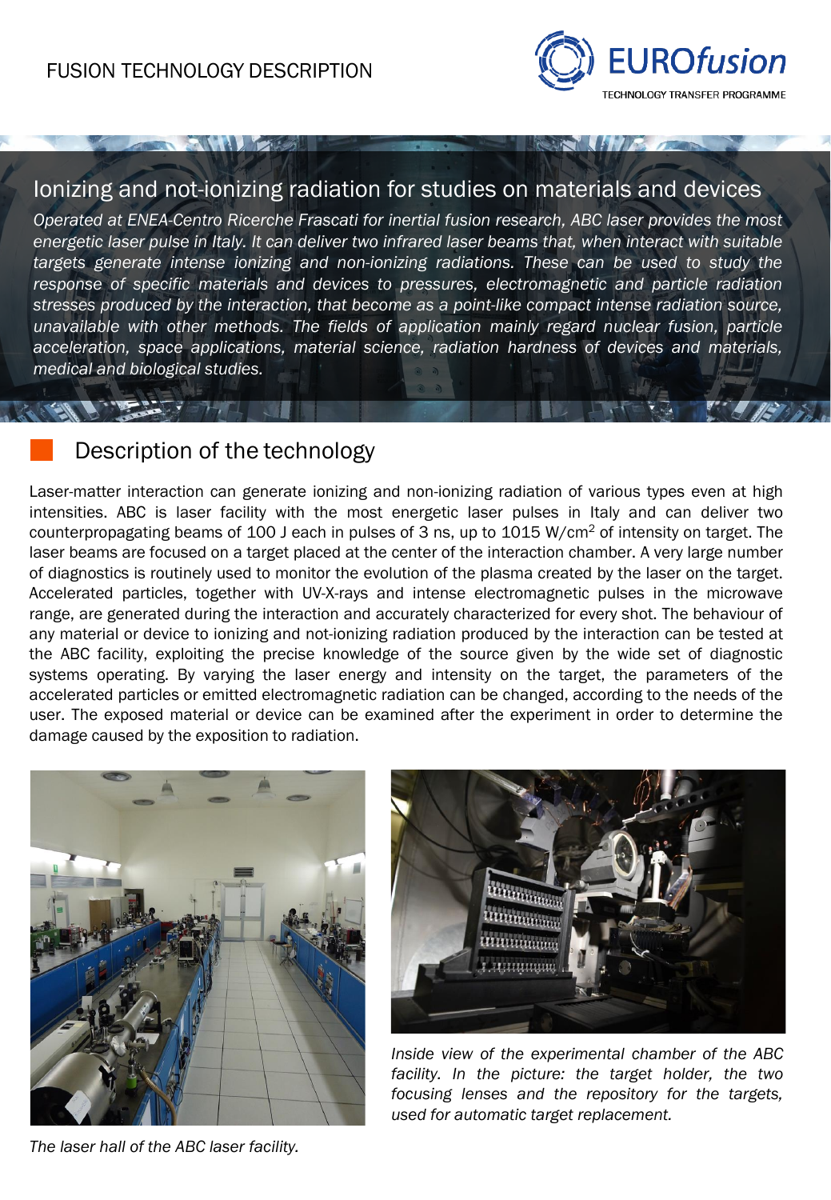FUSION TECHNOLOGY DESCRIPTION

EUROfusion
TECHNOLOGY TRANSFER PROGRAMME

# Ionizing and not-ionizing radiation for studies on materials and devices

*Operated at ENEA-Centro Ricerche Frascati for inertial fusion research, ABC laser provides the most energetic laser pulse in Italy. It can deliver two infrared laser beams that, when interact with suitable targets generate intense ionizing and non-ionizing radiations. These can be used to study the response of specific materials and devices to pressures, electromagnetic and particle radiation stresses produced by the interaction, that become as a point-like compact intense radiation source, unavailable with other methods. The fields of application mainly regard nuclear fusion, particle acceleration, space applications, material science, radiation hardness of devices and materials, medical and biological studies.*

## Description of the technology

Laser-matter interaction can generate ionizing and non-ionizing radiation of various types even at high intensities. ABC is laser facility with the most energetic laser pulses in Italy and can deliver two counterpropagating beams of 100 J each in pulses of 3 ns, up to 1015 W/cm$^2$ of intensity on target. The laser beams are focused on a target placed at the center of the interaction chamber. A very large number of diagnostics is routinely used to monitor the evolution of the plasma created by the laser on the target. Accelerated particles, together with UV-X-rays and intense electromagnetic pulses in the microwave range, are generated during the interaction and accurately characterized for every shot. The behaviour of any material or device to ionizing and not-ionizing radiation produced by the interaction can be tested at the ABC facility, exploiting the precise knowledge of the source given by the wide set of diagnostic systems operating. By varying the laser energy and intensity on the target, the parameters of the accelerated particles or emitted electromagnetic radiation can be changed, according to the needs of the user. The exposed material or device can be examined after the experiment in order to determine the damage caused by the exposition to radiation.

*The laser hall of the ABC laser facility.*

*Inside view of the experimental chamber of the ABC facility. In the picture: the target holder, the two focusing lenses and the repository for the targets, used for automatic target replacement.*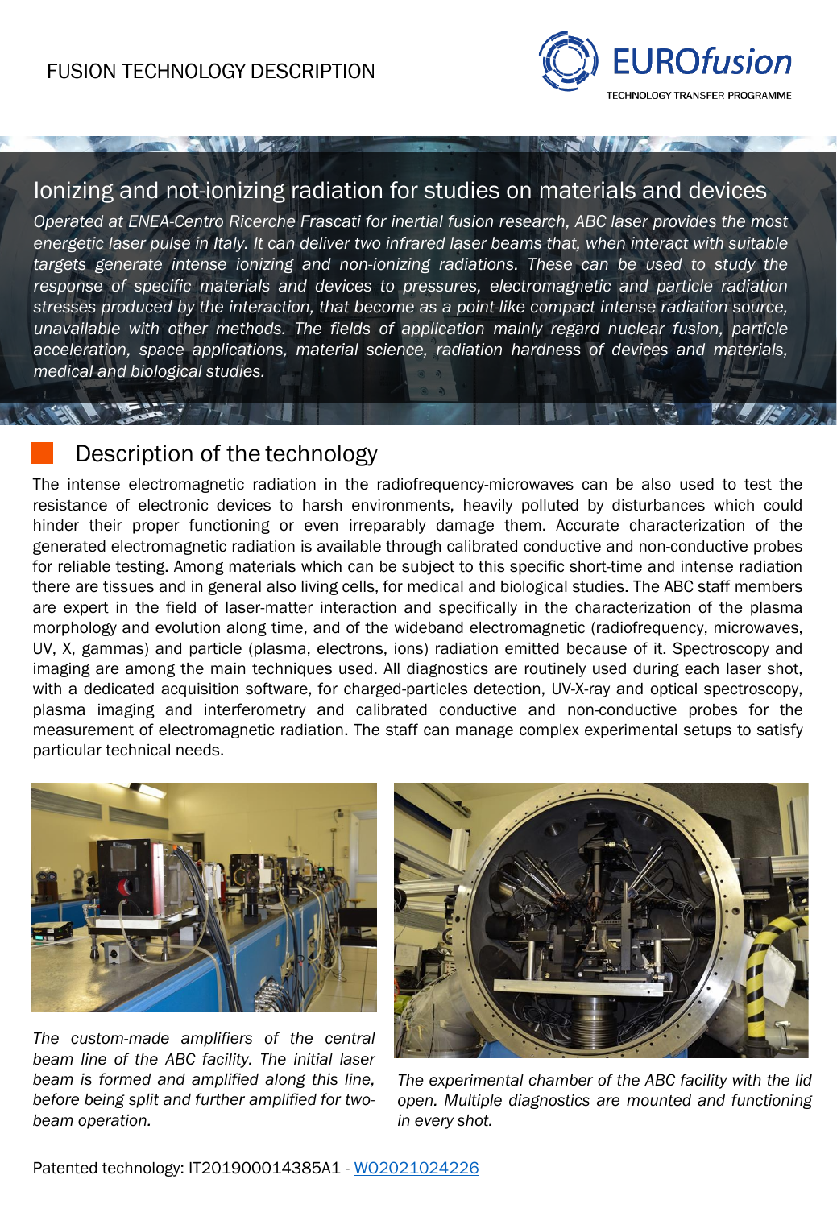FUSION TECHNOLOGY DESCRIPTION

## Ionizing and not-ionizing radiation for studies on materials and devices

*Operated at ENEA-Centro Ricerche Frascati for inertial fusion research, ABC laser provides the most energetic laser pulse in Italy. It can deliver two infrared laser beams that, when interact with suitable targets generate intense ionizing and non-ionizing radiations. These can be used to study the response of specific materials and devices to pressures, electromagnetic and particle radiation stresses produced by the interaction, that become as a point-like compact intense radiation source, unavailable with other methods. The fields of application mainly regard nuclear fusion, particle acceleration, space applications, material science, radiation hardness of devices and materials, medical and biological studies.*

## Description of the technology

The intense electromagnetic radiation in the radiofrequency-microwaves can be also used to test the resistance of electronic devices to harsh environments, heavily polluted by disturbances which could hinder their proper functioning or even irreparably damage them. Accurate characterization of the generated electromagnetic radiation is available through calibrated conductive and non-conductive probes for reliable testing. Among materials which can be subject to this specific short-time and intense radiation there are tissues and in general also living cells, for medical and biological studies. The ABC staff members are expert in the field of laser-matter interaction and specifically in the characterization of the plasma morphology and evolution along time, and of the wideband electromagnetic (radiofrequency, microwaves, UV, X, gammas) and particle (plasma, electrons, ions) radiation emitted because of it. Spectroscopy and imaging are among the main techniques used. All diagnostics are routinely used during each laser shot, with a dedicated acquisition software, for charged-particles detection, UV-X-ray and optical spectroscopy, plasma imaging and interferometry and calibrated conductive and non-conductive probes for the measurement of electromagnetic radiation. The staff can manage complex experimental setups to satisfy particular technical needs.

*The custom-made amplifiers of the central beam line of the ABC facility. The initial laser beam is formed and amplified along this line, before being split and further amplified for two-beam operation.*

*The experimental chamber of the ABC facility with the lid open. Multiple diagnostics are mounted and functioning in every shot.*

Patented technology: IT201900014385A1 - [WO2021024226]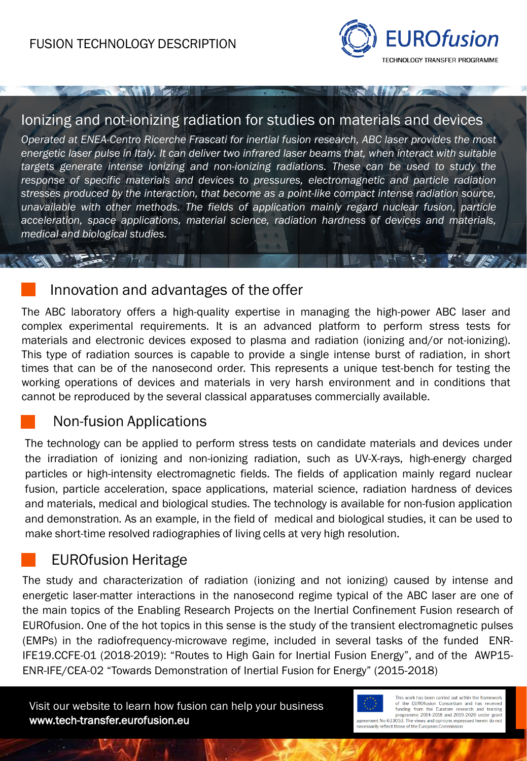FUSION TECHNOLOGY DESCRIPTION

EUROfusion

TECHNOLOGY TRANSFER PROGRAMME

# Ionizing and not-ionizing radiation for studies on materials and devices

*Operated at ENEA-Centro Ricerche Frascati for inertial fusion research, ABC laser provides the most energetic laser pulse in Italy. It can deliver two infrared laser beams that, when interact with suitable targets generate intense ionizing and non-ionizing radiations. These can be used to study the response of specific materials and devices to pressures, electromagnetic and particle radiation stresses produced by the interaction, that become as a point-like compact intense radiation source, unavailable with other methods. The fields of application mainly regard nuclear fusion, particle acceleration, space applications, material science, radiation hardness of devices and materials, medical and biological studies.*

## Innovation and advantages of the offer

The ABC laboratory offers a high-quality expertise in managing the high-power ABC laser and complex experimental requirements. It is an advanced platform to perform stress tests for materials and electronic devices exposed to plasma and radiation (ionizing and/or not-ionizing). This type of radiation sources is capable to provide a single intense burst of radiation, in short times that can be of the nanosecond order. This represents a unique test-bench for testing the working operations of devices and materials in very harsh environment and in conditions that cannot be reproduced by the several classical apparatuses commercially available.

## Non-fusion Applications

The technology can be applied to perform stress tests on candidate materials and devices under the irradiation of ionizing and non-ionizing radiation, such as UV-X-rays, high-energy charged particles or high-intensity electromagnetic fields. The fields of application mainly regard nuclear fusion, particle acceleration, space applications, material science, radiation hardness of devices and materials, medical and biological studies. The technology is available for non-fusion application and demonstration. As an example, in the field of medical and biological studies, it can be used to make short-time resolved radiographies of living cells at very high resolution.

## EUROfusion Heritage

The study and characterization of radiation (ionizing and not ionizing) caused by intense and energetic laser-matter interactions in the nanosecond regime typical of the ABC laser are one of the main topics of the Enabling Research Projects on the Inertial Confinement Fusion research of EUROfusion. One of the hot topics in this sense is the study of the transient electromagnetic pulses (EMPs) in the radiofrequency-microwave regime, included in several tasks of the funded ENR-IFE19.CCFE-01 (2018-2019): "Routes to High Gain for Inertial Fusion Energy", and of the AWP15-ENR-IFE/CEA-02 "Towards Demonstration of Inertial Fusion for Energy" (2015-2018)

Visit our website to learn how fusion can help your business
**www.tech-transfer.eurofusion.eu**

This work has been carried out within the framework of the EUROfusion Consortium and has received funding from the Euratom research and training programme 2014-2018 and 2019-2020 under grant agreement No 633053. The views and opinions expressed herein do not necessarily reflect those of the European Commission